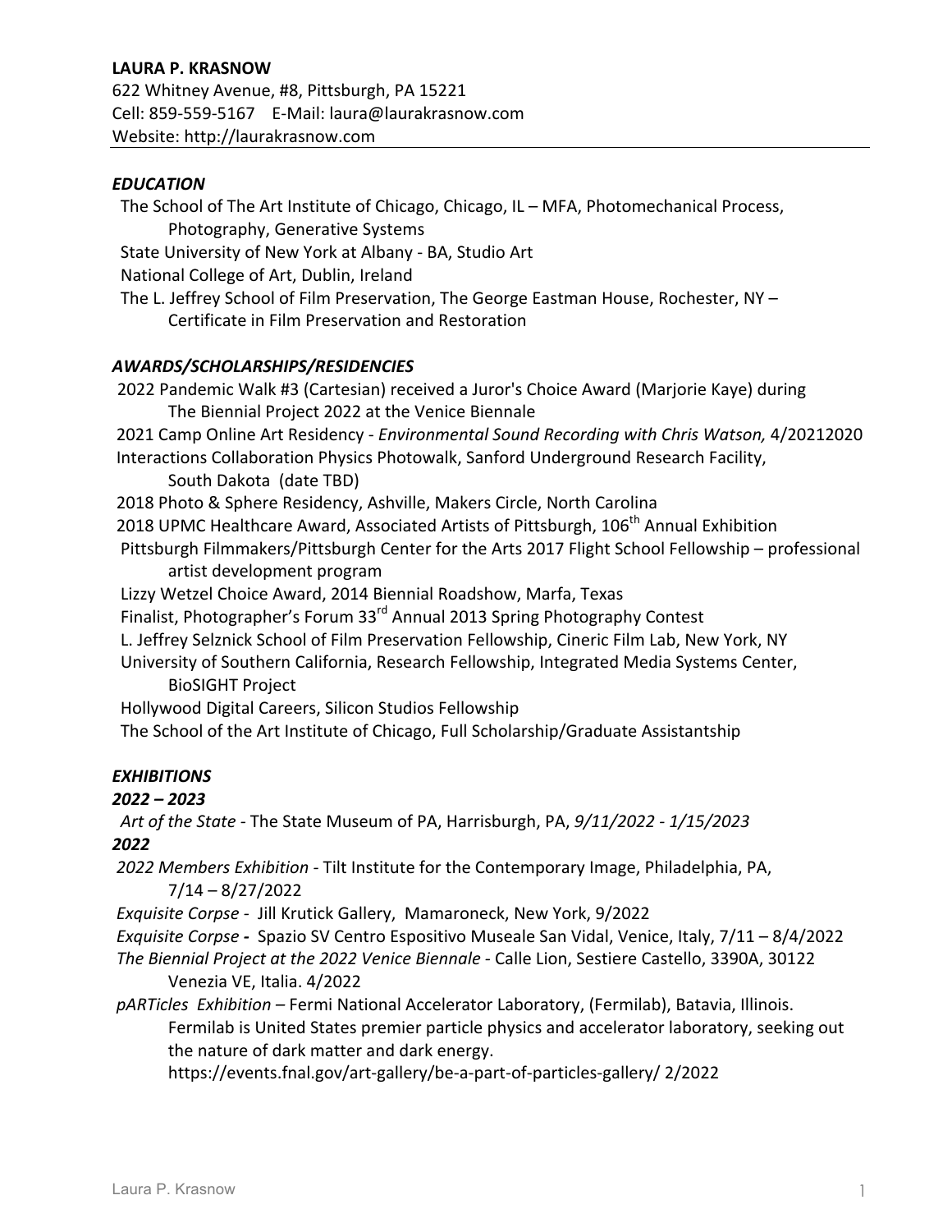**LAURA P. KRASNOW**
622 Whitney Avenue, #8, Pittsburgh, PA 15221
Cell: 859-559-5167 E-Mail: laura@laurakrasnow.com
Website: http://laurakrasnow.com

### *EDUCATION*

The School of The Art Institute of Chicago, Chicago, IL – MFA, Photomechanical Process, Photography, Generative Systems
State University of New York at Albany - BA, Studio Art
National College of Art, Dublin, Ireland
The L. Jeffrey School of Film Preservation, The George Eastman House, Rochester, NY – Certificate in Film Preservation and Restoration

### *AWARDS/SCHOLARSHIPS/RESIDENCIES*

2022 Pandemic Walk #3 (Cartesian) received a Juror's Choice Award (Marjorie Kaye) during The Biennial Project 2022 at the Venice Biennale
2021 Camp Online Art Residency - *Environmental Sound Recording with Chris Watson,* 4/20212020
Interactions Collaboration Physics Photowalk, Sanford Underground Research Facility, South Dakota (date TBD)
2018 Photo & Sphere Residency, Ashville, Makers Circle, North Carolina
2018 UPMC Healthcare Award, Associated Artists of Pittsburgh, 106th Annual Exhibition
Pittsburgh Filmmakers/Pittsburgh Center for the Arts 2017 Flight School Fellowship – professional artist development program
Lizzy Wetzel Choice Award, 2014 Biennial Roadshow, Marfa, Texas
Finalist, Photographer's Forum 33rd Annual 2013 Spring Photography Contest
L. Jeffrey Selznick School of Film Preservation Fellowship, Cineric Film Lab, New York, NY
University of Southern California, Research Fellowship, Integrated Media Systems Center, BioSIGHT Project
Hollywood Digital Careers, Silicon Studios Fellowship
The School of the Art Institute of Chicago, Full Scholarship/Graduate Assistantship

### *EXHIBITIONS*

#### *2022 – 2023*

*Art of the State* - The State Museum of PA, Harrisburgh, PA, *9/11/2022 - 1/15/2023*

#### *2022*

*2022 Members Exhibition* - Tilt Institute for the Contemporary Image, Philadelphia, PA, 7/14 – 8/27/2022
*Exquisite Corpse* - Jill Krutick Gallery, Mamaroneck, New York, 9/2022
*Exquisite Corpse* **-** Spazio SV Centro Espositivo Museale San Vidal, Venice, Italy, 7/11 – 8/4/2022
*The Biennial Project at the 2022 Venice Biennale* - Calle Lion, Sestiere Castello, 3390A, 30122 Venezia VE, Italia. 4/2022
*pARTicles Exhibition* – Fermi National Accelerator Laboratory, (Fermilab), Batavia, Illinois. Fermilab is United States premier particle physics and accelerator laboratory, seeking out the nature of dark matter and dark energy. https://events.fnal.gov/art-gallery/be-a-part-of-particles-gallery/ 2/2022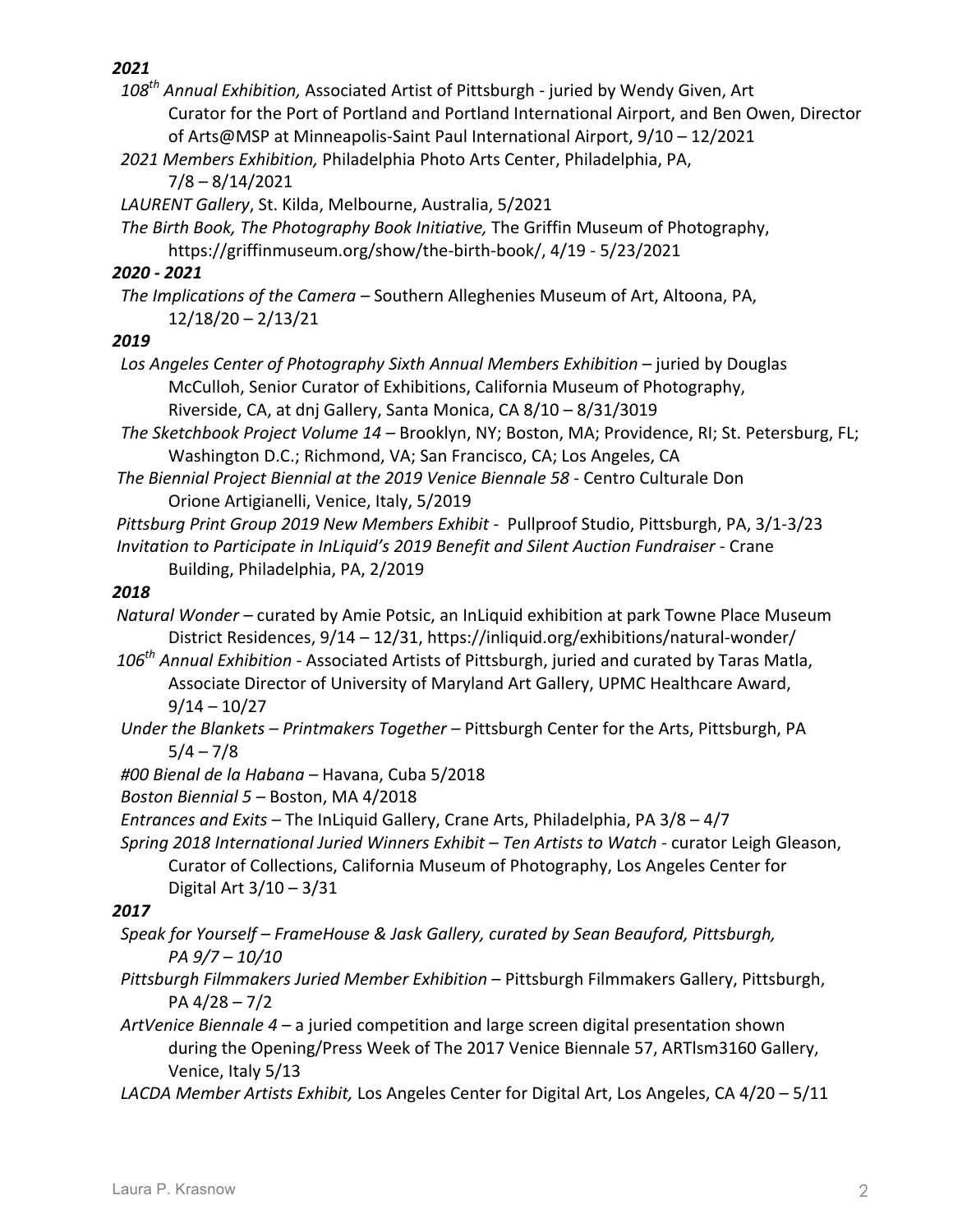***2021***

*108th Annual Exhibition,* Associated Artist of Pittsburgh - juried by Wendy Given, Art Curator for the Port of Portland and Portland International Airport, and Ben Owen, Director of Arts@MSP at Minneapolis-Saint Paul International Airport, 9/10 – 12/2021

*2021 Members Exhibition,* Philadelphia Photo Arts Center, Philadelphia, PA, 7/8 – 8/14/2021

*LAURENT Gallery*, St. Kilda, Melbourne, Australia, 5/2021

*The Birth Book, The Photography Book Initiative,* The Griffin Museum of Photography, https://griffinmuseum.org/show/the-birth-book/, 4/19 - 5/23/2021

***2020 - 2021***

*The Implications of the Camera* – Southern Alleghenies Museum of Art, Altoona, PA, 12/18/20 – 2/13/21

***2019***

*Los Angeles Center of Photography Sixth Annual Members Exhibition* – juried by Douglas McCulloh, Senior Curator of Exhibitions, California Museum of Photography, Riverside, CA, at dnj Gallery, Santa Monica, CA 8/10 – 8/31/3019

*The Sketchbook Project Volume 14* – Brooklyn, NY; Boston, MA; Providence, RI; St. Petersburg, FL; Washington D.C.; Richmond, VA; San Francisco, CA; Los Angeles, CA

*The Biennial Project Biennial at the 2019 Venice Biennale 58* - Centro Culturale Don Orione Artigianelli, Venice, Italy, 5/2019

*Pittsburg Print Group 2019 New Members Exhibit* - Pullproof Studio, Pittsburgh, PA, 3/1-3/23

*Invitation to Participate in InLiquid's 2019 Benefit and Silent Auction Fundraiser* - Crane Building, Philadelphia, PA, 2/2019

***2018***

*Natural Wonder* – curated by Amie Potsic, an InLiquid exhibition at park Towne Place Museum District Residences, 9/14 – 12/31, https://inliquid.org/exhibitions/natural-wonder/

*106th Annual Exhibition* - Associated Artists of Pittsburgh, juried and curated by Taras Matla, Associate Director of University of Maryland Art Gallery, UPMC Healthcare Award, 9/14 – 10/27

*Under the Blankets – Printmakers Together* – Pittsburgh Center for the Arts, Pittsburgh, PA 5/4 – 7/8

*#00 Bienal de la Habana* – Havana, Cuba 5/2018

*Boston Biennial 5* – Boston, MA 4/2018

*Entrances and Exits* – The InLiquid Gallery, Crane Arts, Philadelphia, PA 3/8 – 4/7

*Spring 2018 International Juried Winners Exhibit – Ten Artists to Watch* - curator Leigh Gleason, Curator of Collections, California Museum of Photography, Los Angeles Center for Digital Art 3/10 – 3/31

***2017***

*Speak for Yourself – FrameHouse & Jask Gallery, curated by Sean Beauford, Pittsburgh, PA 9/7 – 10/10*

*Pittsburgh Filmmakers Juried Member Exhibition* – Pittsburgh Filmmakers Gallery, Pittsburgh, PA 4/28 – 7/2

*ArtVenice Biennale 4* – a juried competition and large screen digital presentation shown during the Opening/Press Week of The 2017 Venice Biennale 57, ARTlsm3160 Gallery, Venice, Italy 5/13

*LACDA Member Artists Exhibit,* Los Angeles Center for Digital Art, Los Angeles, CA 4/20 – 5/11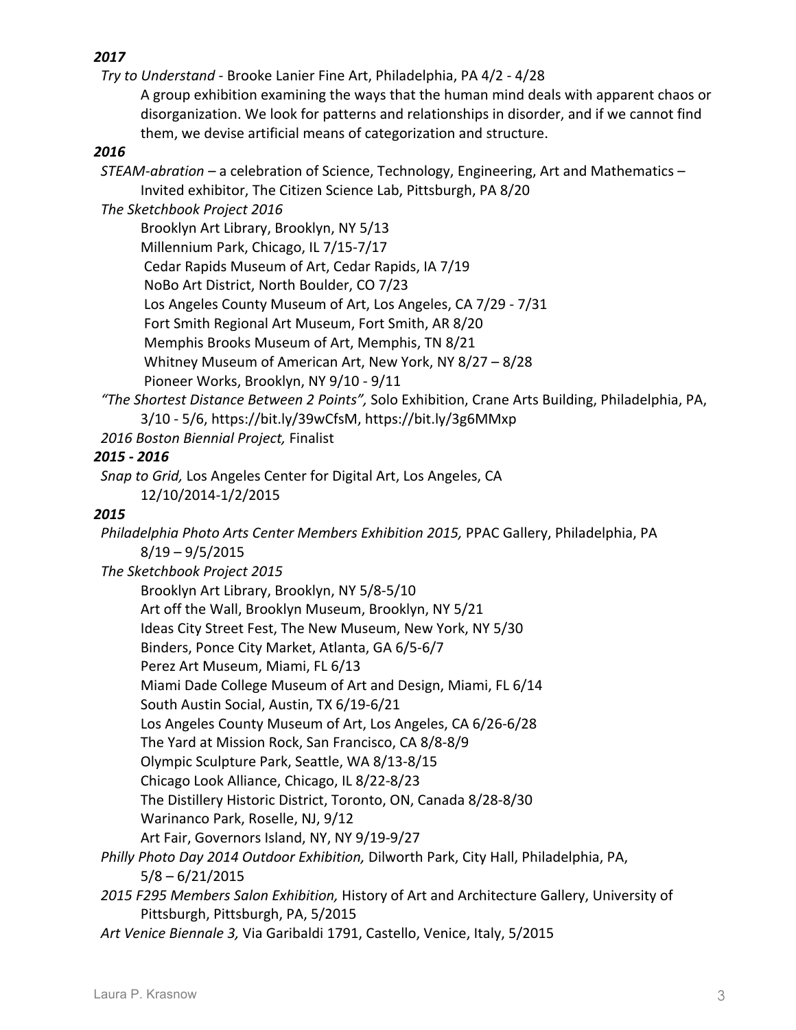***2017***

*Try to Understand* - Brooke Lanier Fine Art, Philadelphia, PA 4/2 - 4/28

A group exhibition examining the ways that the human mind deals with apparent chaos or disorganization. We look for patterns and relationships in disorder, and if we cannot find them, we devise artificial means of categorization and structure.

***2016***

*STEAM-abration* – a celebration of Science, Technology, Engineering, Art and Mathematics – Invited exhibitor, The Citizen Science Lab, Pittsburgh, PA 8/20

*The Sketchbook Project 2016*

Brooklyn Art Library, Brooklyn, NY 5/13
Millennium Park, Chicago, IL 7/15-7/17
Cedar Rapids Museum of Art, Cedar Rapids, IA 7/19
NoBo Art District, North Boulder, CO 7/23
Los Angeles County Museum of Art, Los Angeles, CA 7/29 - 7/31
Fort Smith Regional Art Museum, Fort Smith, AR 8/20
Memphis Brooks Museum of Art, Memphis, TN 8/21
Whitney Museum of American Art, New York, NY 8/27 – 8/28
Pioneer Works, Brooklyn, NY 9/10 - 9/11

*"The Shortest Distance Between 2 Points",* Solo Exhibition, Crane Arts Building, Philadelphia, PA, 3/10 - 5/6, https://bit.ly/39wCfsM, https://bit.ly/3g6MMxp

*2016 Boston Biennial Project,* Finalist

***2015 - 2016***

*Snap to Grid,* Los Angeles Center for Digital Art, Los Angeles, CA 12/10/2014-1/2/2015

***2015***

*Philadelphia Photo Arts Center Members Exhibition 2015,* PPAC Gallery, Philadelphia, PA 8/19 – 9/5/2015

*The Sketchbook Project 2015*

Brooklyn Art Library, Brooklyn, NY 5/8-5/10
Art off the Wall, Brooklyn Museum, Brooklyn, NY 5/21
Ideas City Street Fest, The New Museum, New York, NY 5/30
Binders, Ponce City Market, Atlanta, GA 6/5-6/7
Perez Art Museum, Miami, FL 6/13
Miami Dade College Museum of Art and Design, Miami, FL 6/14
South Austin Social, Austin, TX 6/19-6/21
Los Angeles County Museum of Art, Los Angeles, CA 6/26-6/28
The Yard at Mission Rock, San Francisco, CA 8/8-8/9
Olympic Sculpture Park, Seattle, WA 8/13-8/15
Chicago Look Alliance, Chicago, IL 8/22-8/23
The Distillery Historic District, Toronto, ON, Canada 8/28-8/30
Warinanco Park, Roselle, NJ, 9/12
Art Fair, Governors Island, NY, NY 9/19-9/27

*Philly Photo Day 2014 Outdoor Exhibition,* Dilworth Park, City Hall, Philadelphia, PA, 5/8 – 6/21/2015

*2015 F295 Members Salon Exhibition,* History of Art and Architecture Gallery, University of Pittsburgh, Pittsburgh, PA, 5/2015

*Art Venice Biennale 3,* Via Garibaldi 1791, Castello, Venice, Italy, 5/2015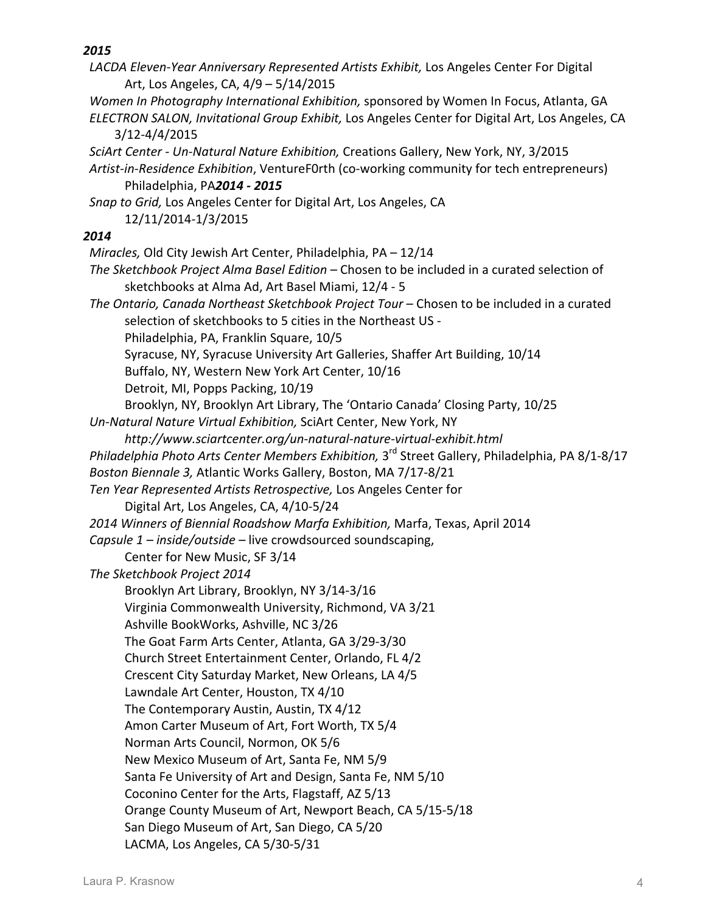***2015***

*LACDA Eleven-Year Anniversary Represented Artists Exhibit,* Los Angeles Center For Digital Art, Los Angeles, CA, 4/9 – 5/14/2015

*Women In Photography International Exhibition,* sponsored by Women In Focus, Atlanta, GA

*ELECTRON SALON, Invitational Group Exhibit,* Los Angeles Center for Digital Art, Los Angeles, CA 3/12-4/4/2015

*SciArt Center - Un-Natural Nature Exhibition,* Creations Gallery, New York, NY, 3/2015

*Artist-in-Residence Exhibition*, VentureF0rth (co-working community for tech entrepreneurs) Philadelphia, PA***2014 - 2015***

*Snap to Grid,* Los Angeles Center for Digital Art, Los Angeles, CA 12/11/2014-1/3/2015

***2014***

*Miracles,* Old City Jewish Art Center, Philadelphia, PA – 12/14

*The Sketchbook Project Alma Basel Edition* – Chosen to be included in a curated selection of sketchbooks at Alma Ad, Art Basel Miami, 12/4 - 5

*The Ontario, Canada Northeast Sketchbook Project Tour* – Chosen to be included in a curated selection of sketchbooks to 5 cities in the Northeast US -
- Philadelphia, PA, Franklin Square, 10/5
- Syracuse, NY, Syracuse University Art Galleries, Shaffer Art Building, 10/14
- Buffalo, NY, Western New York Art Center, 10/16
- Detroit, MI, Popps Packing, 10/19
- Brooklyn, NY, Brooklyn Art Library, The 'Ontario Canada' Closing Party, 10/25

*Un-Natural Nature Virtual Exhibition,* SciArt Center, New York, NY *http://www.sciartcenter.org/un-natural-nature-virtual-exhibit.html*

*Philadelphia Photo Arts Center Members Exhibition,* 3rd Street Gallery, Philadelphia, PA 8/1-8/17

*Boston Biennale 3,* Atlantic Works Gallery, Boston, MA 7/17-8/21

*Ten Year Represented Artists Retrospective,* Los Angeles Center for Digital Art, Los Angeles, CA, 4/10-5/24

*2014 Winners of Biennial Roadshow Marfa Exhibition,* Marfa, Texas, April 2014

*Capsule 1 – inside/outside* – live crowdsourced soundscaping, Center for New Music, SF 3/14

*The Sketchbook Project 2014*
- Brooklyn Art Library, Brooklyn, NY 3/14-3/16
- Virginia Commonwealth University, Richmond, VA 3/21
- Ashville BookWorks, Ashville, NC 3/26
- The Goat Farm Arts Center, Atlanta, GA 3/29-3/30
- Church Street Entertainment Center, Orlando, FL 4/2
- Crescent City Saturday Market, New Orleans, LA 4/5
- Lawndale Art Center, Houston, TX 4/10
- The Contemporary Austin, Austin, TX 4/12
- Amon Carter Museum of Art, Fort Worth, TX 5/4
- Norman Arts Council, Normon, OK 5/6
- New Mexico Museum of Art, Santa Fe, NM 5/9
- Santa Fe University of Art and Design, Santa Fe, NM 5/10
- Coconino Center for the Arts, Flagstaff, AZ 5/13
- Orange County Museum of Art, Newport Beach, CA 5/15-5/18
- San Diego Museum of Art, San Diego, CA 5/20
- LACMA, Los Angeles, CA 5/30-5/31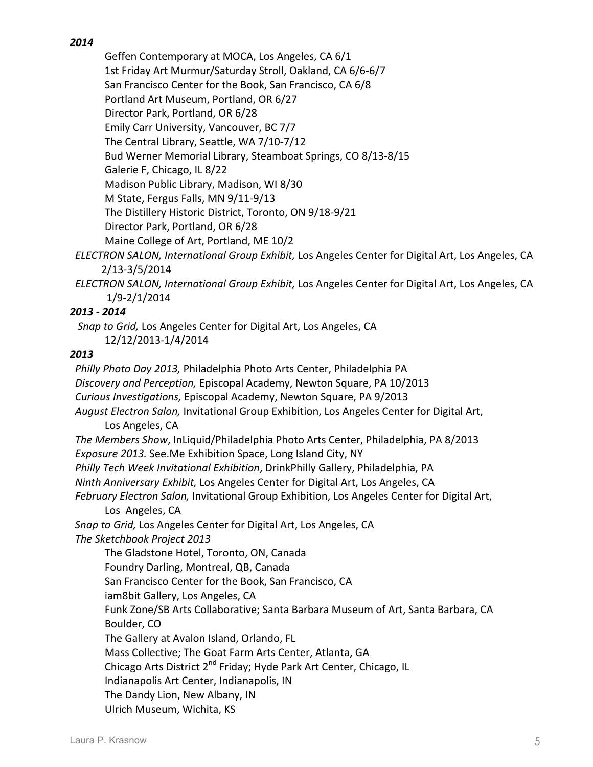***2014***

Geffen Contemporary at MOCA, Los Angeles, CA 6/1
1st Friday Art Murmur/Saturday Stroll, Oakland, CA 6/6-6/7
San Francisco Center for the Book, San Francisco, CA 6/8
Portland Art Museum, Portland, OR 6/27
Director Park, Portland, OR 6/28
Emily Carr University, Vancouver, BC 7/7
The Central Library, Seattle, WA 7/10-7/12
Bud Werner Memorial Library, Steamboat Springs, CO 8/13-8/15
Galerie F, Chicago, IL 8/22
Madison Public Library, Madison, WI 8/30
M State, Fergus Falls, MN 9/11-9/13
The Distillery Historic District, Toronto, ON 9/18-9/21
Director Park, Portland, OR 6/28
Maine College of Art, Portland, ME 10/2

*ELECTRON SALON, International Group Exhibit,* Los Angeles Center for Digital Art, Los Angeles, CA 2/13-3/5/2014

*ELECTRON SALON, International Group Exhibit,* Los Angeles Center for Digital Art, Los Angeles, CA 1/9-2/1/2014

***2013 - 2014***

*Snap to Grid,* Los Angeles Center for Digital Art, Los Angeles, CA 12/12/2013-1/4/2014

***2013***

*Philly Photo Day 2013,* Philadelphia Photo Arts Center, Philadelphia PA
*Discovery and Perception,* Episcopal Academy, Newton Square, PA 10/2013
*Curious Investigations,* Episcopal Academy, Newton Square, PA 9/2013
*August Electron Salon,* Invitational Group Exhibition, Los Angeles Center for Digital Art, Los Angeles, CA
*The Members Show*, InLiquid/Philadelphia Photo Arts Center, Philadelphia, PA 8/2013
*Exposure 2013.* See.Me Exhibition Space, Long Island City, NY
*Philly Tech Week Invitational Exhibition*, DrinkPhilly Gallery, Philadelphia, PA
*Ninth Anniversary Exhibit,* Los Angeles Center for Digital Art, Los Angeles, CA
*February Electron Salon,* Invitational Group Exhibition, Los Angeles Center for Digital Art, Los Angeles, CA
*Snap to Grid,* Los Angeles Center for Digital Art, Los Angeles, CA
*The Sketchbook Project 2013*

The Gladstone Hotel, Toronto, ON, Canada
Foundry Darling, Montreal, QB, Canada
San Francisco Center for the Book, San Francisco, CA
iam8bit Gallery, Los Angeles, CA
Funk Zone/SB Arts Collaborative; Santa Barbara Museum of Art, Santa Barbara, CA
Boulder, CO
The Gallery at Avalon Island, Orlando, FL
Mass Collective; The Goat Farm Arts Center, Atlanta, GA
Chicago Arts District 2nd Friday; Hyde Park Art Center, Chicago, IL
Indianapolis Art Center, Indianapolis, IN
The Dandy Lion, New Albany, IN
Ulrich Museum, Wichita, KS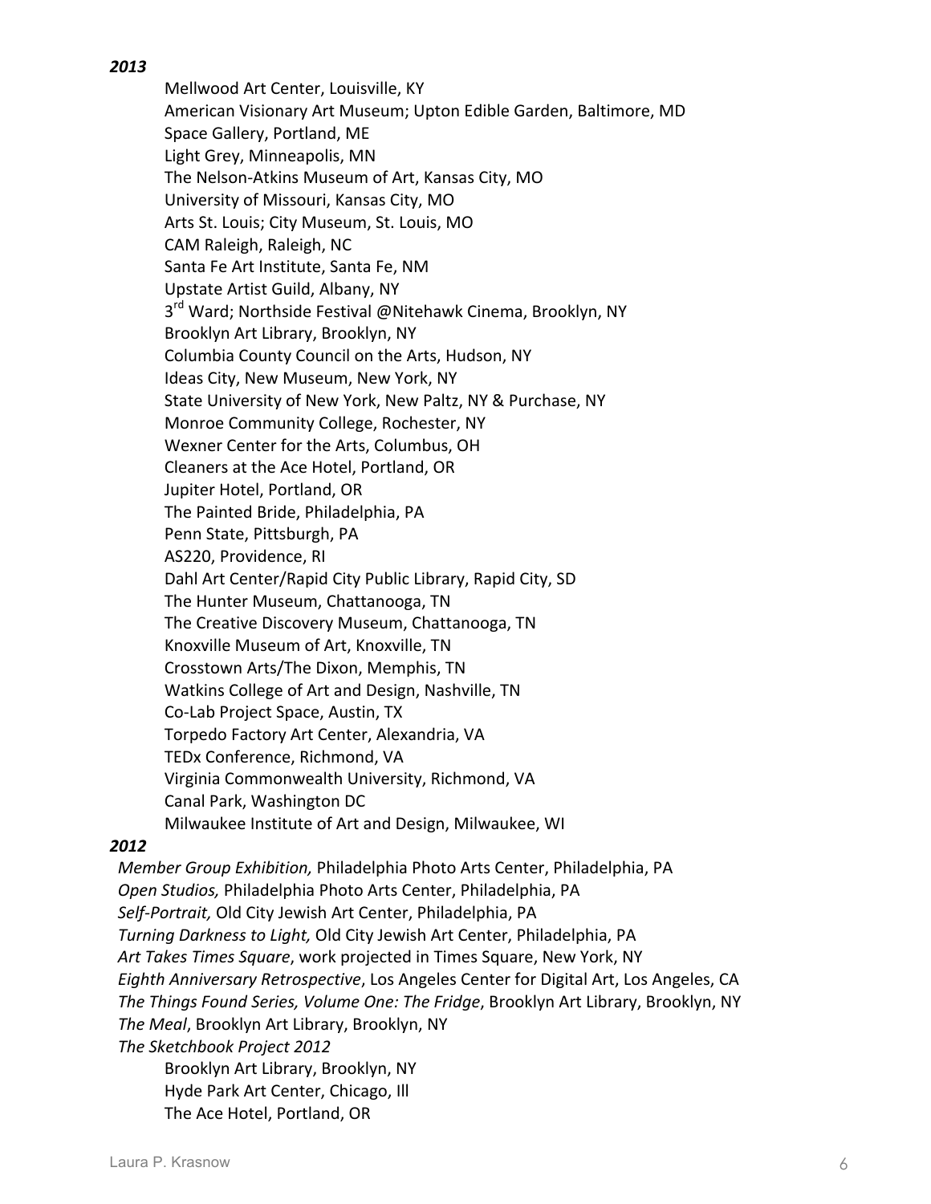***2013***

Mellwood Art Center, Louisville, KY
American Visionary Art Museum; Upton Edible Garden, Baltimore, MD
Space Gallery, Portland, ME
Light Grey, Minneapolis, MN
The Nelson-Atkins Museum of Art, Kansas City, MO
University of Missouri, Kansas City, MO
Arts St. Louis; City Museum, St. Louis, MO
CAM Raleigh, Raleigh, NC
Santa Fe Art Institute, Santa Fe, NM
Upstate Artist Guild, Albany, NY
3rd Ward; Northside Festival @Nitehawk Cinema, Brooklyn, NY
Brooklyn Art Library, Brooklyn, NY
Columbia County Council on the Arts, Hudson, NY
Ideas City, New Museum, New York, NY
State University of New York, New Paltz, NY & Purchase, NY
Monroe Community College, Rochester, NY
Wexner Center for the Arts, Columbus, OH
Cleaners at the Ace Hotel, Portland, OR
Jupiter Hotel, Portland, OR
The Painted Bride, Philadelphia, PA
Penn State, Pittsburgh, PA
AS220, Providence, RI
Dahl Art Center/Rapid City Public Library, Rapid City, SD
The Hunter Museum, Chattanooga, TN
The Creative Discovery Museum, Chattanooga, TN
Knoxville Museum of Art, Knoxville, TN
Crosstown Arts/The Dixon, Memphis, TN
Watkins College of Art and Design, Nashville, TN
Co-Lab Project Space, Austin, TX
Torpedo Factory Art Center, Alexandria, VA
TEDx Conference, Richmond, VA
Virginia Commonwealth University, Richmond, VA
Canal Park, Washington DC
Milwaukee Institute of Art and Design, Milwaukee, WI

***2012***

*Member Group Exhibition,* Philadelphia Photo Arts Center, Philadelphia, PA
*Open Studios,* Philadelphia Photo Arts Center, Philadelphia, PA
*Self-Portrait,* Old City Jewish Art Center, Philadelphia, PA
*Turning Darkness to Light,* Old City Jewish Art Center, Philadelphia, PA
*Art Takes Times Square*, work projected in Times Square, New York, NY
*Eighth Anniversary Retrospective*, Los Angeles Center for Digital Art, Los Angeles, CA
*The Things Found Series, Volume One: The Fridge*, Brooklyn Art Library, Brooklyn, NY
*The Meal*, Brooklyn Art Library, Brooklyn, NY
*The Sketchbook Project 2012*

Brooklyn Art Library, Brooklyn, NY
Hyde Park Art Center, Chicago, Ill
The Ace Hotel, Portland, OR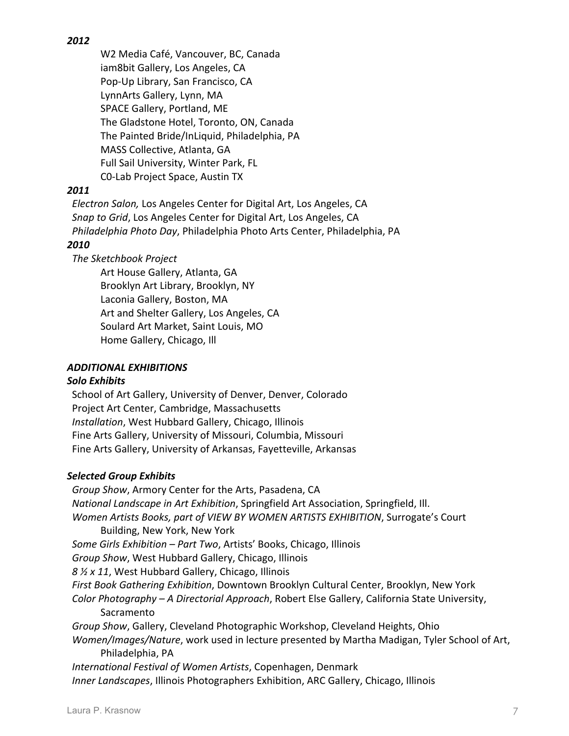***2012***

W2 Media Café, Vancouver, BC, Canada
iam8bit Gallery, Los Angeles, CA
Pop-Up Library, San Francisco, CA
LynnArts Gallery, Lynn, MA
SPACE Gallery, Portland, ME
The Gladstone Hotel, Toronto, ON, Canada
The Painted Bride/InLiquid, Philadelphia, PA
MASS Collective, Atlanta, GA
Full Sail University, Winter Park, FL
C0-Lab Project Space, Austin TX

***2011***

*Electron Salon,* Los Angeles Center for Digital Art, Los Angeles, CA
*Snap to Grid*, Los Angeles Center for Digital Art, Los Angeles, CA
*Philadelphia Photo Day*, Philadelphia Photo Arts Center, Philadelphia, PA

***2010***

*The Sketchbook Project*

Art House Gallery, Atlanta, GA
Brooklyn Art Library, Brooklyn, NY
Laconia Gallery, Boston, MA
Art and Shelter Gallery, Los Angeles, CA
Soulard Art Market, Saint Louis, MO
Home Gallery, Chicago, Ill

***ADDITIONAL EXHIBITIONS***

***Solo Exhibits***

School of Art Gallery, University of Denver, Denver, Colorado
Project Art Center, Cambridge, Massachusetts
*Installation*, West Hubbard Gallery, Chicago, Illinois
Fine Arts Gallery, University of Missouri, Columbia, Missouri
Fine Arts Gallery, University of Arkansas, Fayetteville, Arkansas

***Selected Group Exhibits***

*Group Show*, Armory Center for the Arts, Pasadena, CA
*National Landscape in Art Exhibition*, Springfield Art Association, Springfield, Ill.
*Women Artists Books, part of VIEW BY WOMEN ARTISTS EXHIBITION*, Surrogate's Court Building, New York, New York
*Some Girls Exhibition – Part Two*, Artists' Books, Chicago, Illinois
*Group Show*, West Hubbard Gallery, Chicago, Illinois
*8 ½ x 11*, West Hubbard Gallery, Chicago, Illinois
*First Book Gathering Exhibition*, Downtown Brooklyn Cultural Center, Brooklyn, New York
*Color Photography – A Directorial Approach*, Robert Else Gallery, California State University, Sacramento
*Group Show*, Gallery, Cleveland Photographic Workshop, Cleveland Heights, Ohio
*Women/Images/Nature*, work used in lecture presented by Martha Madigan, Tyler School of Art, Philadelphia, PA
*International Festival of Women Artists*, Copenhagen, Denmark
*Inner Landscapes*, Illinois Photographers Exhibition, ARC Gallery, Chicago, Illinois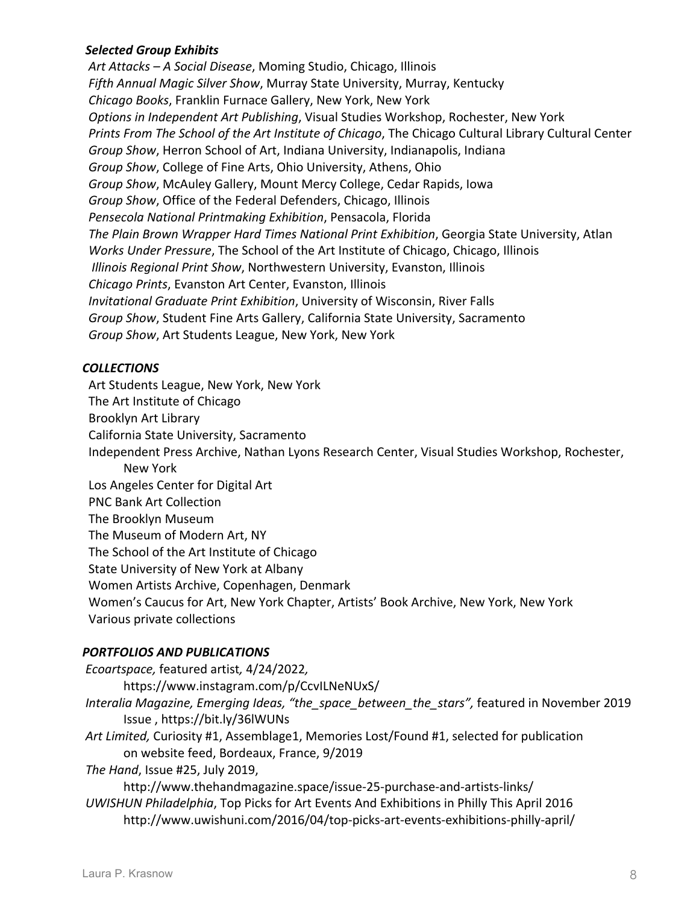***Selected Group Exhibits***

*Art Attacks – A Social Disease*, Moming Studio, Chicago, Illinois
*Fifth Annual Magic Silver Show*, Murray State University, Murray, Kentucky
*Chicago Books*, Franklin Furnace Gallery, New York, New York
*Options in Independent Art Publishing*, Visual Studies Workshop, Rochester, New York
*Prints From The School of the Art Institute of Chicago*, The Chicago Cultural Library Cultural Center
*Group Show*, Herron School of Art, Indiana University, Indianapolis, Indiana
*Group Show*, College of Fine Arts, Ohio University, Athens, Ohio
*Group Show*, McAuley Gallery, Mount Mercy College, Cedar Rapids, Iowa
*Group Show*, Office of the Federal Defenders, Chicago, Illinois
*Pensecola National Printmaking Exhibition*, Pensacola, Florida
*The Plain Brown Wrapper Hard Times National Print Exhibition*, Georgia State University, Atlan
*Works Under Pressure*, The School of the Art Institute of Chicago, Chicago, Illinois
*Illinois Regional Print Show*, Northwestern University, Evanston, Illinois
*Chicago Prints*, Evanston Art Center, Evanston, Illinois
*Invitational Graduate Print Exhibition*, University of Wisconsin, River Falls
*Group Show*, Student Fine Arts Gallery, California State University, Sacramento
*Group Show*, Art Students League, New York, New York

***COLLECTIONS***

Art Students League, New York, New York
The Art Institute of Chicago
Brooklyn Art Library
California State University, Sacramento
Independent Press Archive, Nathan Lyons Research Center, Visual Studies Workshop, Rochester, New York
Los Angeles Center for Digital Art
PNC Bank Art Collection
The Brooklyn Museum
The Museum of Modern Art, NY
The School of the Art Institute of Chicago
State University of New York at Albany
Women Artists Archive, Copenhagen, Denmark
Women's Caucus for Art, New York Chapter, Artists' Book Archive, New York, New York
Various private collections

***PORTFOLIOS AND PUBLICATIONS***

*Ecoartspace,* featured artist*,* 4/24/2022*,*
https://www.instagram.com/p/CcvILNeNUxS/

*Interalia Magazine, Emerging Ideas, "the_space_between_the_stars",* featured in November 2019 Issue , https://bit.ly/36lWUNs

*Art Limited,* Curiosity #1, Assemblage1, Memories Lost/Found #1, selected for publication on website feed, Bordeaux, France, 9/2019

*The Hand*, Issue #25, July 2019,
http://www.thehandmagazine.space/issue-25-purchase-and-artists-links/

*UWISHUN Philadelphia*, Top Picks for Art Events And Exhibitions in Philly This April 2016
http://www.uwishuni.com/2016/04/top-picks-art-events-exhibitions-philly-april/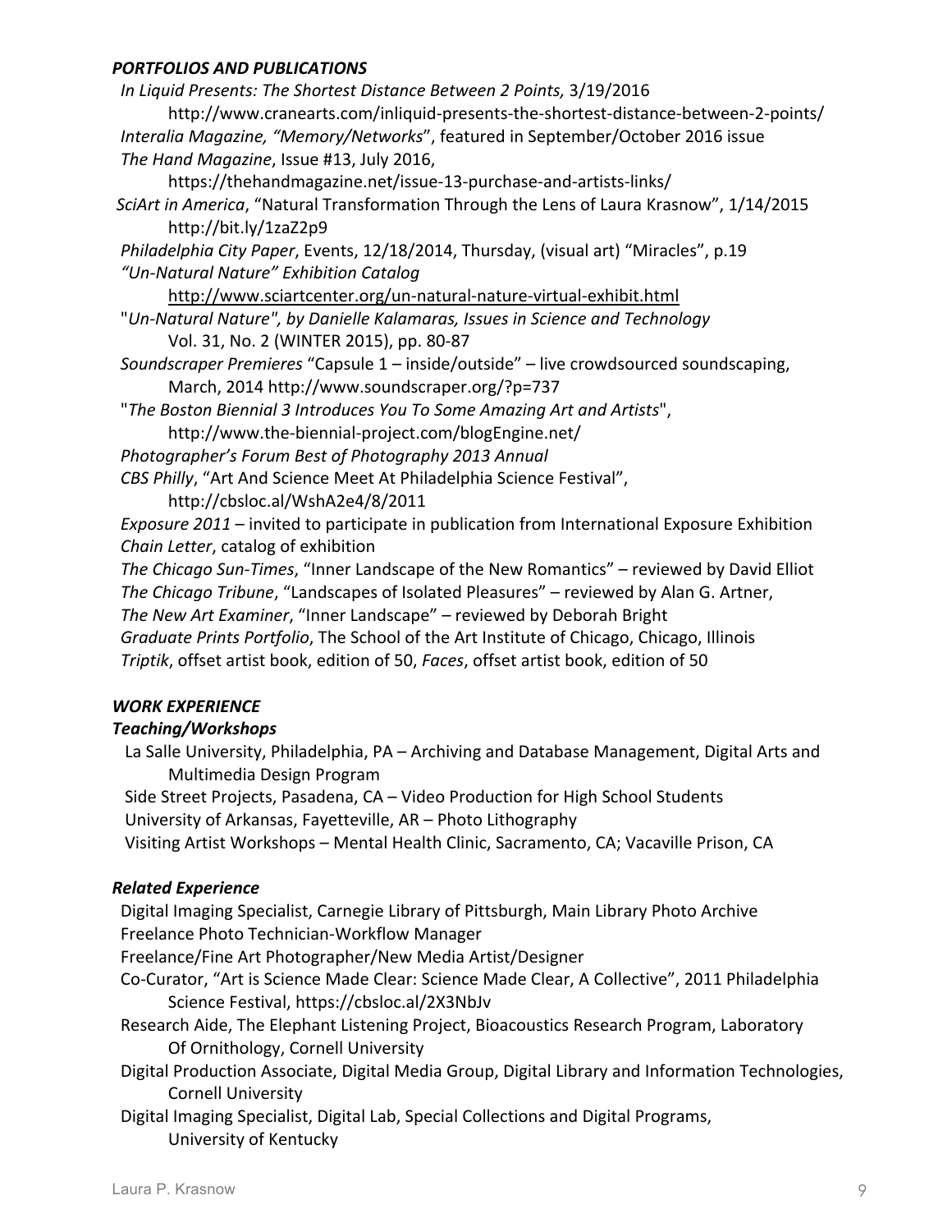### ***PORTFOLIOS AND PUBLICATIONS***

*In Liquid Presents: The Shortest Distance Between 2 Points,* 3/19/2016
    http://www.cranearts.com/inliquid-presents-the-shortest-distance-between-2-points/

*Interalia Magazine, "Memory/Networks*", featured in September/October 2016 issue

*The Hand Magazine*, Issue #13, July 2016,
    https://thehandmagazine.net/issue-13-purchase-and-artists-links/

*SciArt in America*, "Natural Transformation Through the Lens of Laura Krasnow", 1/14/2015
    http://bit.ly/1zaZ2p9

*Philadelphia City Paper*, Events, 12/18/2014, Thursday, (visual art) "Miracles", p.19

*"Un-Natural Nature" Exhibition Catalog*
    http://www.sciartcenter.org/un-natural-nature-virtual-exhibit.html

"*Un-Natural Nature", by Danielle Kalamaras, Issues in Science and Technology*
    Vol. 31, No. 2 (WINTER 2015), pp. 80-87

*Soundscraper Premieres* "Capsule 1 – inside/outside" – live crowdsourced soundscaping,
    March, 2014 http://www.soundscraper.org/?p=737

"*The Boston Biennial 3 Introduces You To Some Amazing Art and Artists*",
    http://www.the-biennial-project.com/blogEngine.net/

*Photographer's Forum Best of Photography 2013 Annual*

*CBS Philly*, "Art And Science Meet At Philadelphia Science Festival",
    http://cbsloc.al/WshA2e4/8/2011

*Exposure 2011* – invited to participate in publication from International Exposure Exhibition

*Chain Letter*, catalog of exhibition

*The Chicago Sun-Times*, "Inner Landscape of the New Romantics" – reviewed by David Elliot

*The Chicago Tribune*, "Landscapes of Isolated Pleasures" – reviewed by Alan G. Artner,

*The New Art Examiner*, "Inner Landscape" – reviewed by Deborah Bright

*Graduate Prints Portfolio*, The School of the Art Institute of Chicago, Chicago, Illinois

*Triptik*, offset artist book, edition of 50, *Faces*, offset artist book, edition of 50

### ***WORK EXPERIENCE***

#### ***Teaching/Workshops***

La Salle University, Philadelphia, PA – Archiving and Database Management, Digital Arts and
    Multimedia Design Program

Side Street Projects, Pasadena, CA – Video Production for High School Students

University of Arkansas, Fayetteville, AR – Photo Lithography

Visiting Artist Workshops – Mental Health Clinic, Sacramento, CA; Vacaville Prison, CA

#### ***Related Experience***

Digital Imaging Specialist, Carnegie Library of Pittsburgh, Main Library Photo Archive

Freelance Photo Technician-Workflow Manager

Freelance/Fine Art Photographer/New Media Artist/Designer

Co-Curator, "Art is Science Made Clear: Science Made Clear, A Collective", 2011 Philadelphia
    Science Festival, https://cbsloc.al/2X3NbJv

Research Aide, The Elephant Listening Project, Bioacoustics Research Program, Laboratory
    Of Ornithology, Cornell University

Digital Production Associate, Digital Media Group, Digital Library and Information Technologies,
    Cornell University

Digital Imaging Specialist, Digital Lab, Special Collections and Digital Programs,
    University of Kentucky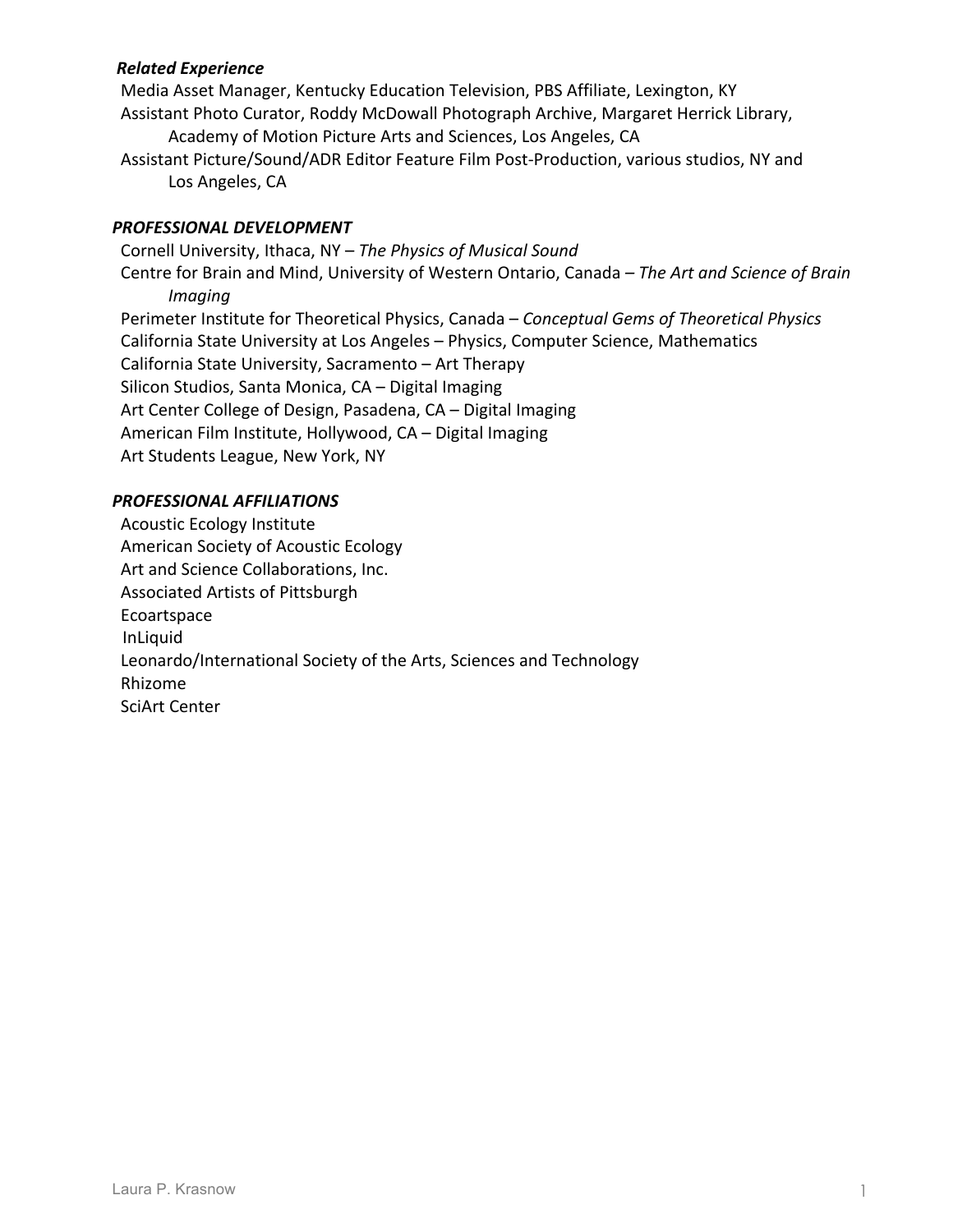***Related Experience***

Media Asset Manager, Kentucky Education Television, PBS Affiliate, Lexington, KY
Assistant Photo Curator, Roddy McDowall Photograph Archive, Margaret Herrick Library, Academy of Motion Picture Arts and Sciences, Los Angeles, CA
Assistant Picture/Sound/ADR Editor Feature Film Post-Production, various studios, NY and Los Angeles, CA

***PROFESSIONAL DEVELOPMENT***

Cornell University, Ithaca, NY – *The Physics of Musical Sound*
Centre for Brain and Mind, University of Western Ontario, Canada – *The Art and Science of Brain Imaging*
Perimeter Institute for Theoretical Physics, Canada – *Conceptual Gems of Theoretical Physics*
California State University at Los Angeles – Physics, Computer Science, Mathematics
California State University, Sacramento – Art Therapy
Silicon Studios, Santa Monica, CA – Digital Imaging
Art Center College of Design, Pasadena, CA – Digital Imaging
American Film Institute, Hollywood, CA – Digital Imaging
Art Students League, New York, NY

***PROFESSIONAL AFFILIATIONS***

Acoustic Ecology Institute
American Society of Acoustic Ecology
Art and Science Collaborations, Inc.
Associated Artists of Pittsburgh
Ecoartspace
InLiquid
Leonardo/International Society of the Arts, Sciences and Technology
Rhizome
SciArt Center